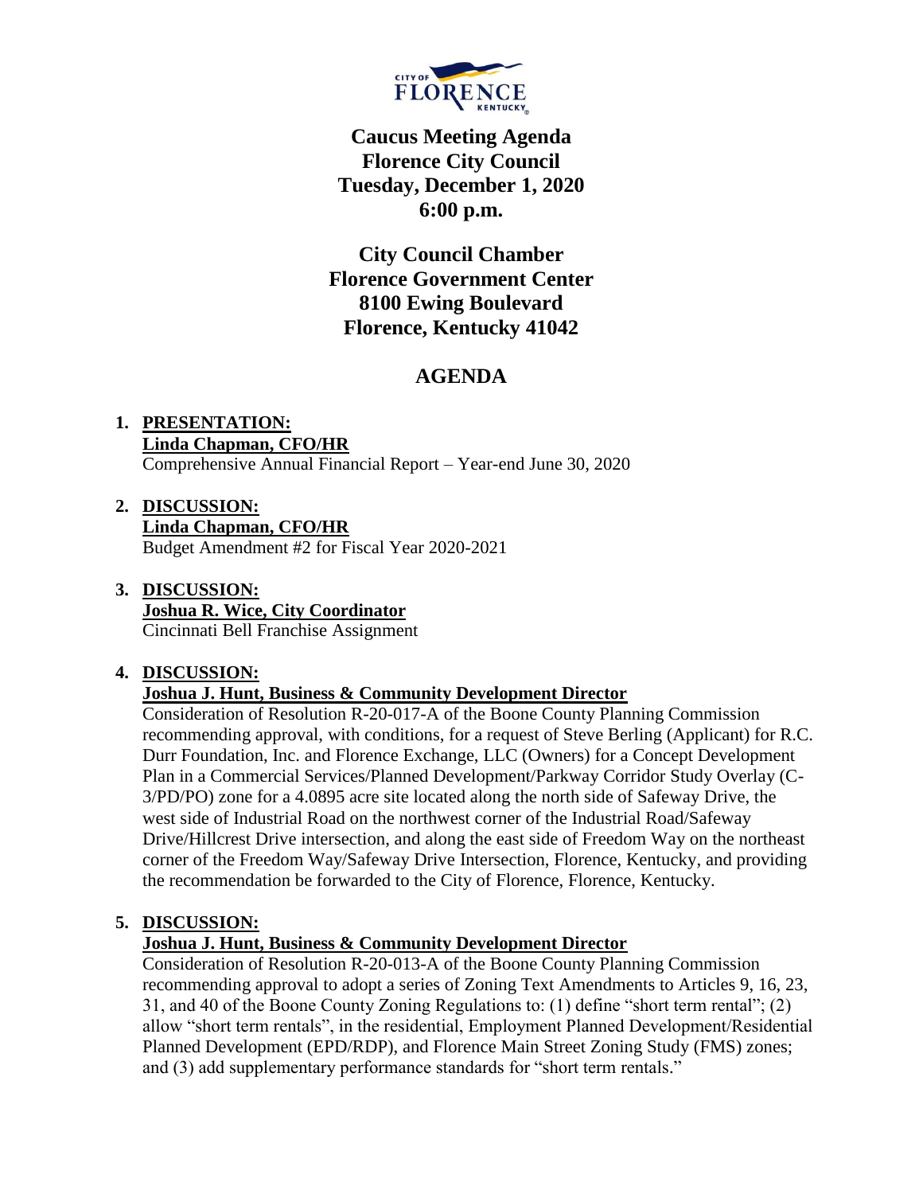# Caucus Meeting Agenda
# Florence City Council
# Tuesday, December 1, 2020
# 6:00 p.m.

**City Council Chamber**
**Florence Government Center**
**8100 Ewing Boulevard**
**Florence, Kentucky 41042**

## AGENDA

1. **PRESENTATION:**
   **Linda Chapman, CFO/HR**
   Comprehensive Annual Financial Report – Year-end June 30, 2020

2. **DISCUSSION:**
   **Linda Chapman, CFO/HR**
   Budget Amendment #2 for Fiscal Year 2020-2021

3. **DISCUSSION:**
   **Joshua R. Wice, City Coordinator**
   Cincinnati Bell Franchise Assignment

4. **DISCUSSION:**
   **Joshua J. Hunt, Business & Community Development Director**
   Consideration of Resolution R-20-017-A of the Boone County Planning Commission recommending approval, with conditions, for a request of Steve Berling (Applicant) for R.C. Durr Foundation, Inc. and Florence Exchange, LLC (Owners) for a Concept Development Plan in a Commercial Services/Planned Development/Parkway Corridor Study Overlay (C-3/PD/PO) zone for a 4.0895 acre site located along the north side of Safeway Drive, the west side of Industrial Road on the northwest corner of the Industrial Road/Safeway Drive/Hillcrest Drive intersection, and along the east side of Freedom Way on the northeast corner of the Freedom Way/Safeway Drive Intersection, Florence, Kentucky, and providing the recommendation be forwarded to the City of Florence, Florence, Kentucky.

5. **DISCUSSION:**
   **Joshua J. Hunt, Business & Community Development Director**
   Consideration of Resolution R-20-013-A of the Boone County Planning Commission recommending approval to adopt a series of Zoning Text Amendments to Articles 9, 16, 23, 31, and 40 of the Boone County Zoning Regulations to: (1) define "short term rental"; (2) allow "short term rentals", in the residential, Employment Planned Development/Residential Planned Development (EPD/RDP), and Florence Main Street Zoning Study (FMS) zones; and (3) add supplementary performance standards for "short term rentals."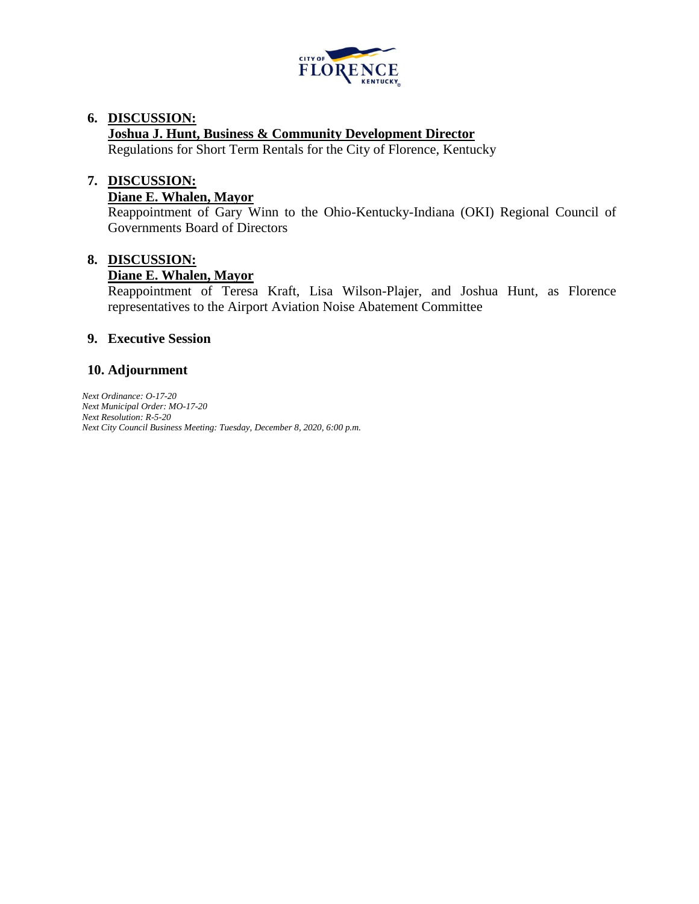6. **DISCUSSION:**
   **Joshua J. Hunt, Business & Community Development Director**
   Regulations for Short Term Rentals for the City of Florence, Kentucky

7. **DISCUSSION:**
   **Diane E. Whalen, Mayor**
   Reappointment of Gary Winn to the Ohio-Kentucky-Indiana (OKI) Regional Council of Governments Board of Directors

8. **DISCUSSION:**
   **Diane E. Whalen, Mayor**
   Reappointment of Teresa Kraft, Lisa Wilson-Plajer, and Joshua Hunt, as Florence representatives to the Airport Aviation Noise Abatement Committee

9. **Executive Session**

10. **Adjournment**

*Next Ordinance: O-17-20*
*Next Municipal Order: MO-17-20*
*Next Resolution: R-5-20*
*Next City Council Business Meeting: Tuesday, December 8, 2020, 6:00 p.m.*